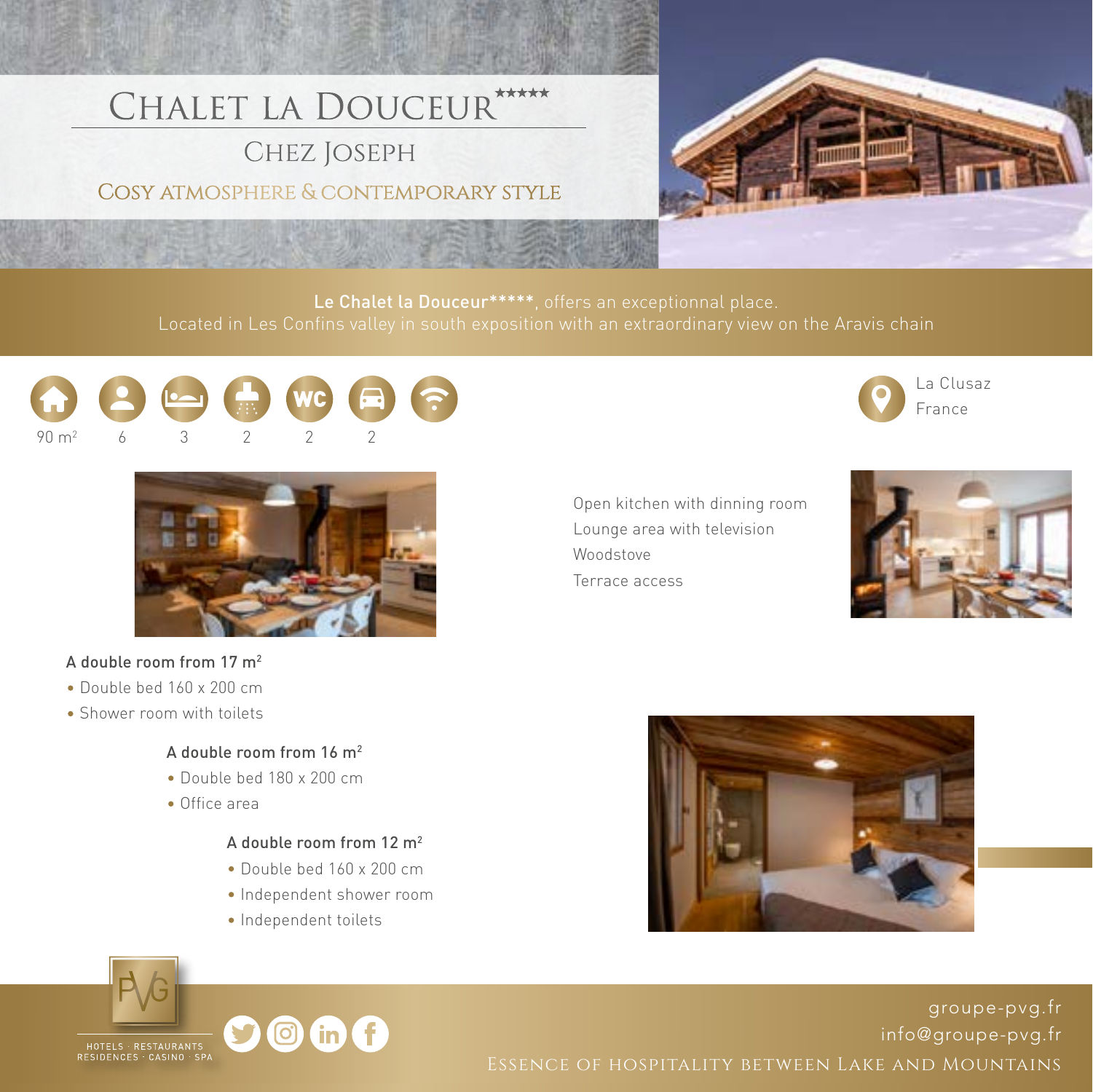# Chalet la Douceur*****

## Chez Joseph

### Cosy atmosphere & contemporary style

**Le Chalet la Douceur*****, offers an exceptionnal place.
Located in Les Confins valley in south exposition with an extraordinary view on the Aravis chain

90 m² | 6 | 3 | 2 | 2 | 2

La Clusaz
France

Open kitchen with dinning room
Lounge area with television
Woodstove
Terrace access

**A double room from 17 m²**

- Double bed 160 x 200 cm
- Shower room with toilets

**A double room from 16 m²**

- Double bed 180 x 200 cm
- Office area

**A double room from 12 m²**

- Double bed 160 x 200 cm
- Independent shower room
- Independent toilets

HOTELS · RESTAURANTS
RESIDENCES · CASINO · SPA

groupe-pvg.fr
info@groupe-pvg.fr

Essence of hospitality between Lake and Mountains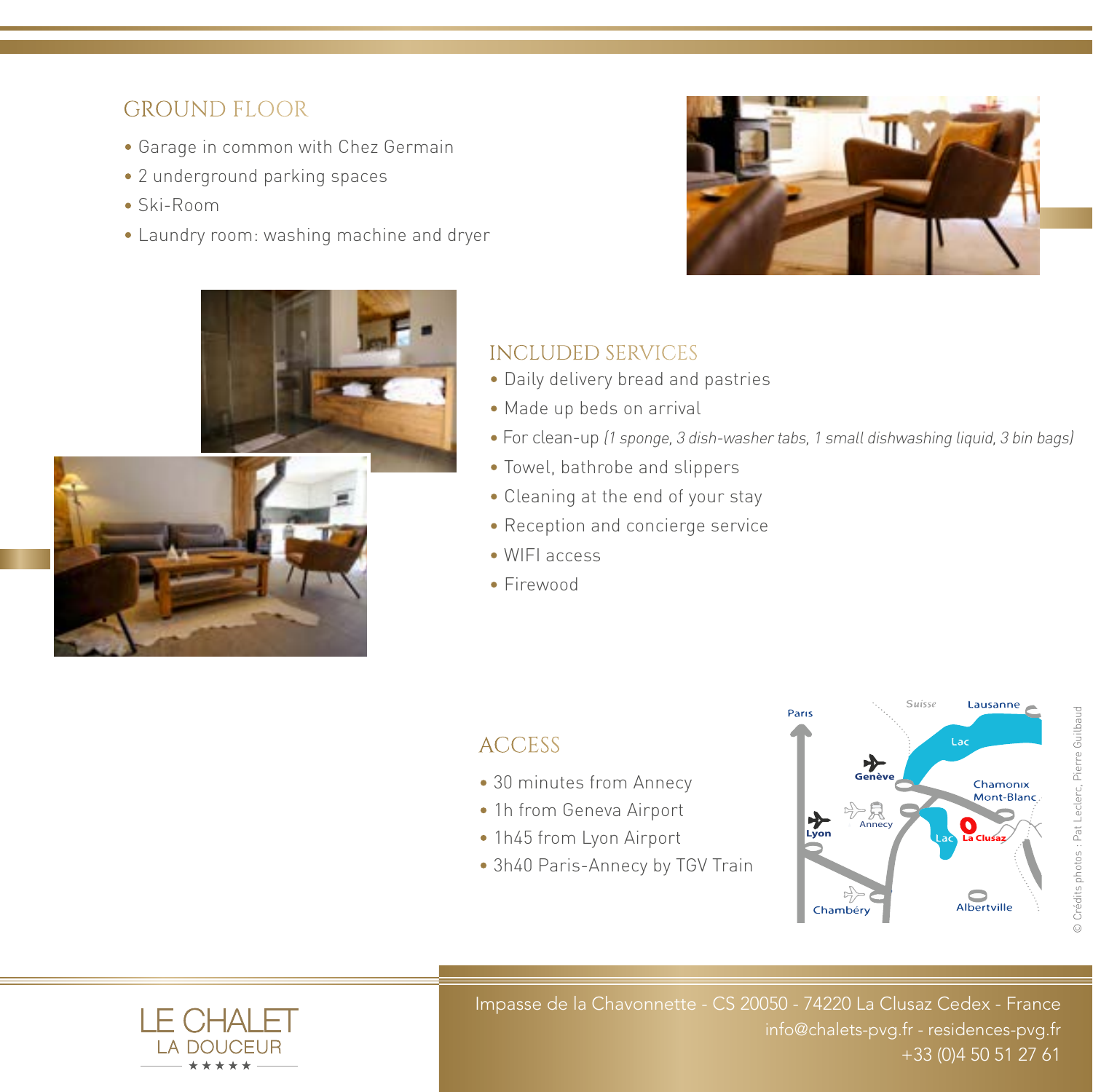## GROUND FLOOR

- Garage in common with Chez Germain
- 2 underground parking spaces
- Ski-Room
- Laundry room: washing machine and dryer

## INCLUDED SERVICES

- Daily delivery bread and pastries
- Made up beds on arrival
- For clean-up *(1 sponge, 3 dish-washer tabs, 1 small dishwashing liquid, 3 bin bags)*
- Towel, bathrobe and slippers
- Cleaning at the end of your stay
- Reception and concierge service
- WIFI access
- Firewood

## ACCESS

- 30 minutes from Annecy
- 1h from Geneva Airport
- 1h45 from Lyon Airport
- 3h40 Paris-Annecy by TGV Train

Paris · Suisse · Lausanne · Lac · Genève · Chamonix Mont-Blanc · Lyon · Annecy · Lac · La Clusaz · Chambéry · Albertville

© Crédits photos : Pat Leclerc, Pierre Guilbaud

LE CHALET
LA DOUCEUR
★★★★★

Impasse de la Chavonnette - CS 20050 - 74220 La Clusaz Cedex - France
info@chalets-pvg.fr - residences-pvg.fr
+33 (0)4 50 51 27 61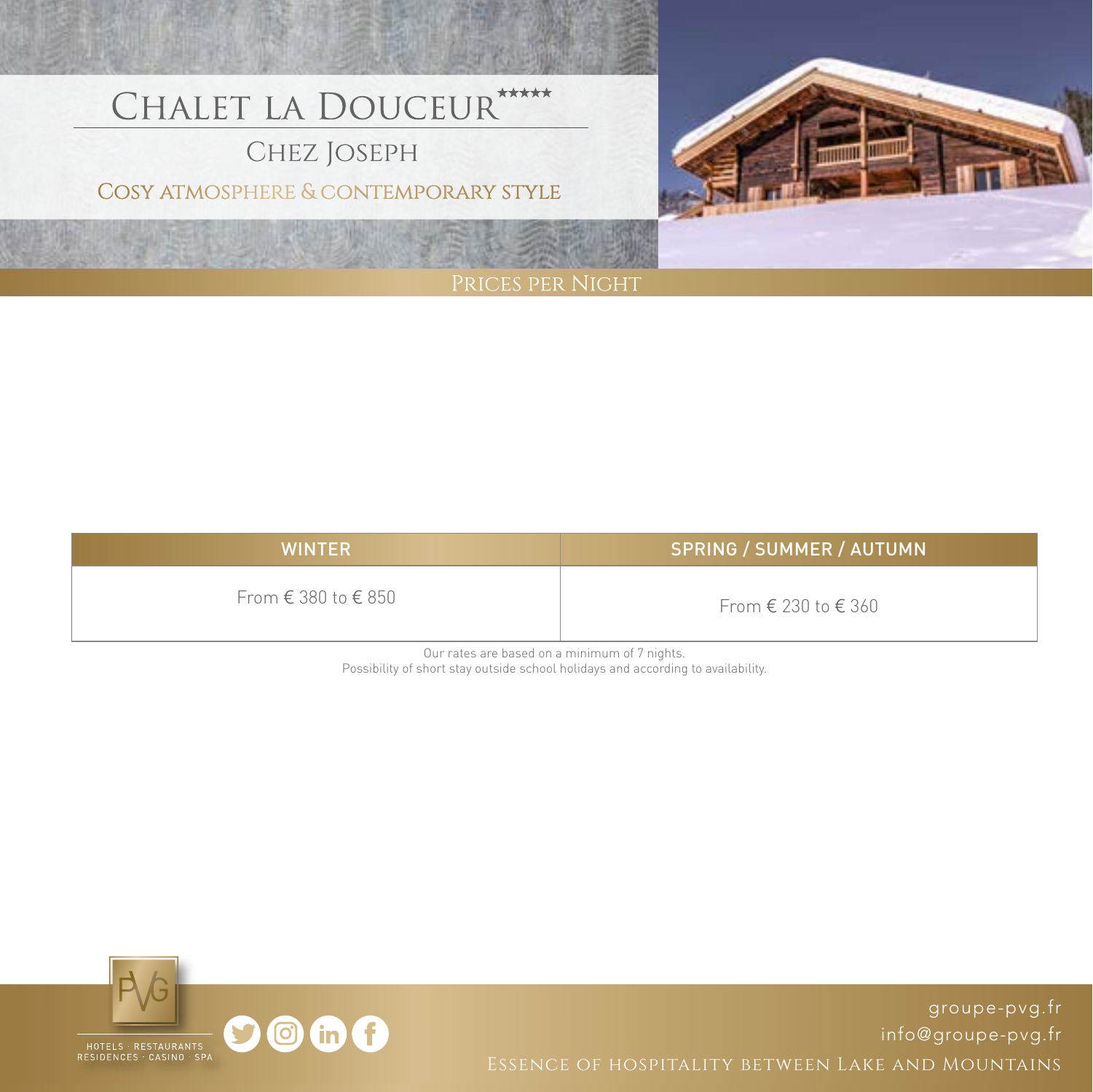# Chalet la Douceur*****

## Chez Joseph

### Cosy atmosphere & contemporary style

## Prices per Night

| WINTER | SPRING / SUMMER / AUTUMN |
| --- | --- |
| From € 380 to € 850 | From € 230 to € 360 |

Our rates are based on a minimum of 7 nights.
Possibility of short stay outside school holidays and according to availability.

HOTELS · RESTAURANTS
RESIDENCES · CASINO · SPA

groupe-pvg.fr
info@groupe-pvg.fr

Essence of hospitality between Lake and Mountains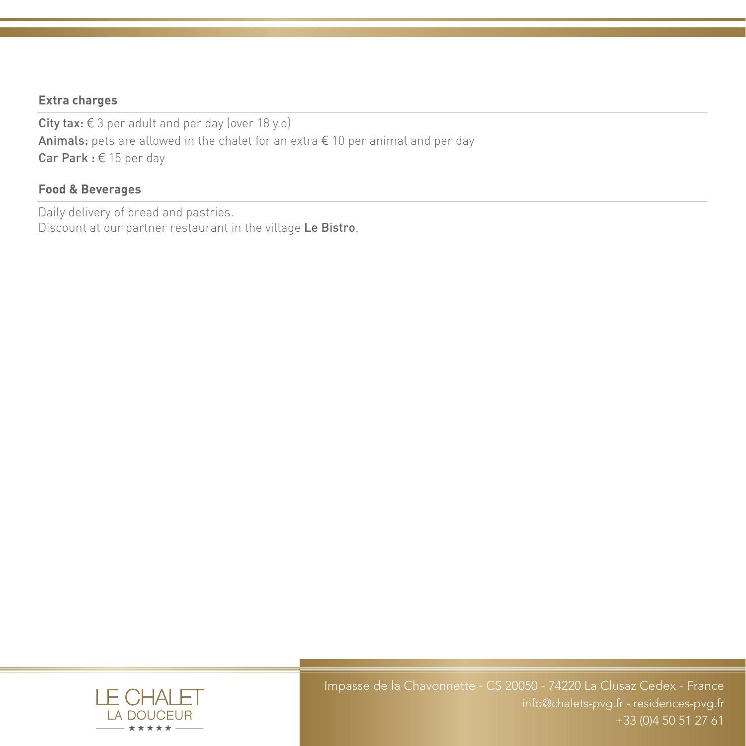### Extra charges

**City tax:** € 3 per adult and per day (over 18 y.o)
**Animals:** pets are allowed in the chalet for an extra € 10 per animal and per day
**Car Park :** € 15 per day

### Food & Beverages

Daily delivery of bread and pastries.
Discount at our partner restaurant in the village **Le Bistro**.

LE CHALET
LA DOUCEUR
★★★★★

Impasse de la Chavonnette - CS 20050 - 74220 La Clusaz Cedex - France
info@chalets-pvg.fr - residences-pvg.fr
+33 (0)4 50 51 27 61